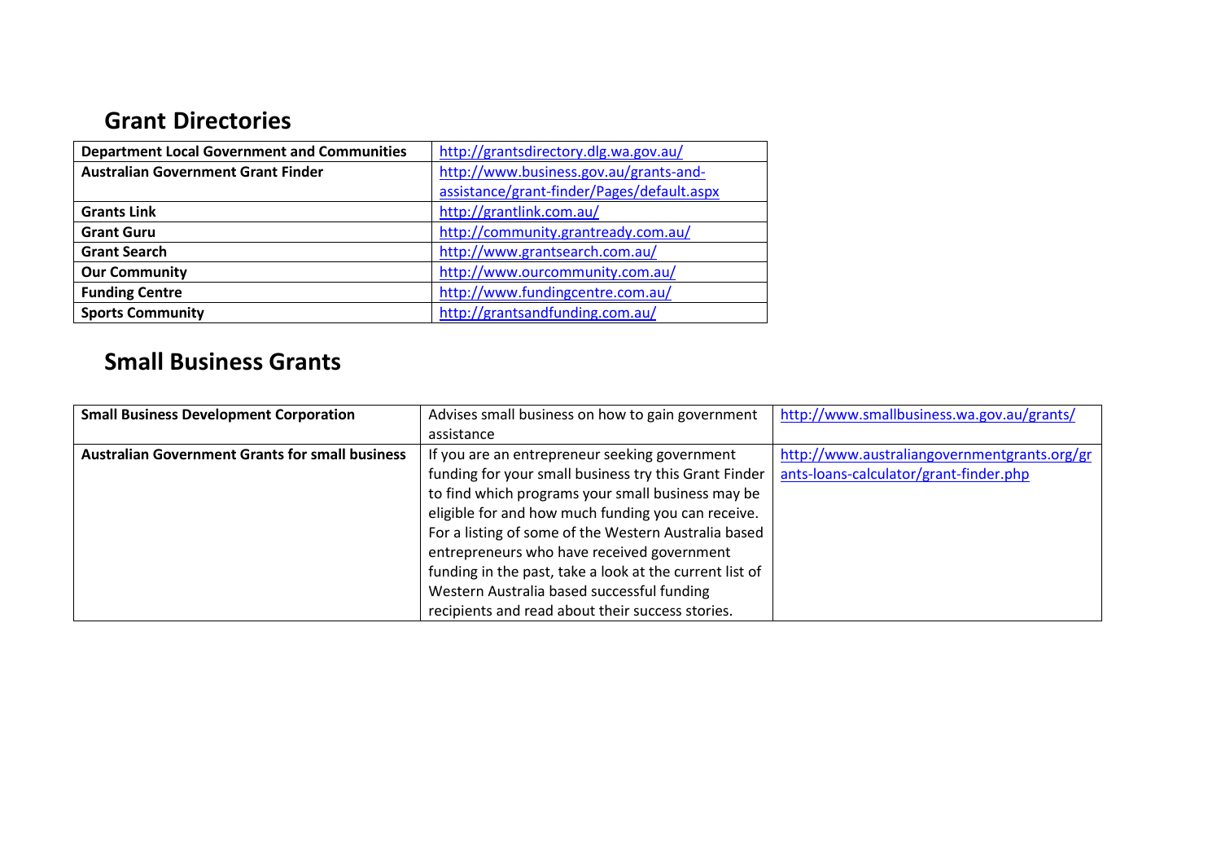## Grant Directories

| | |
|---|---|
| **Department Local Government and Communities** | http://grantsdirectory.dlg.wa.gov.au/ |
| **Australian Government Grant Finder** | http://www.business.gov.au/grants-and-assistance/grant-finder/Pages/default.aspx |
| **Grants Link** | http://grantlink.com.au/ |
| **Grant Guru** | http://community.grantready.com.au/ |
| **Grant Search** | http://www.grantsearch.com.au/ |
| **Our Community** | http://www.ourcommunity.com.au/ |
| **Funding Centre** | http://www.fundingcentre.com.au/ |
| **Sports Community** | http://grantsandfunding.com.au/ |

## Small Business Grants

| | | |
|---|---|---|
| **Small Business Development Corporation** | Advises small business on how to gain government assistance | http://www.smallbusiness.wa.gov.au/grants/ |
| **Australian Government Grants for small business** | If you are an entrepreneur seeking government funding for your small business try this Grant Finder to find which programs your small business may be eligible for and how much funding you can receive. For a listing of some of the Western Australia based entrepreneurs who have received government funding in the past, take a look at the current list of Western Australia based successful funding recipients and read about their success stories. | http://www.australiangovernmentgrants.org/grants-loans-calculator/grant-finder.php |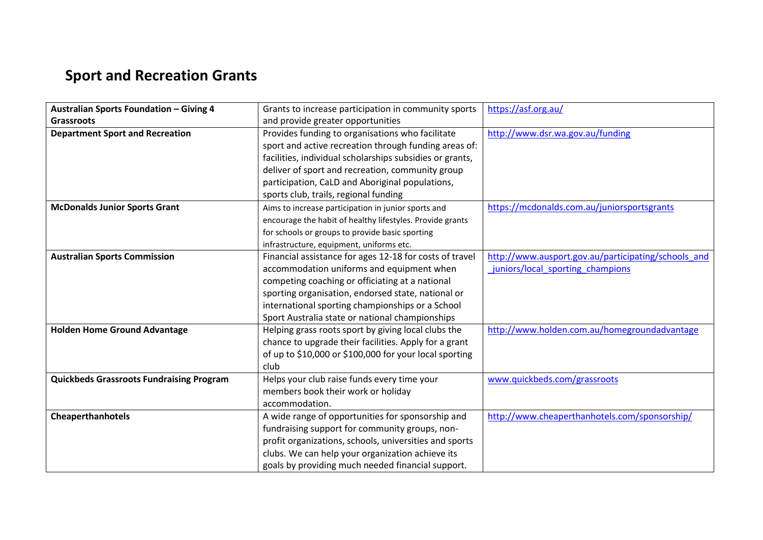## Sport and Recreation Grants

| | | |
|---|---|---|
| **Australian Sports Foundation – Giving 4 Grassroots** | Grants to increase participation in community sports and provide greater opportunities | https://asf.org.au/ |
| **Department Sport and Recreation** | Provides funding to organisations who facilitate sport and active recreation through funding areas of: facilities, individual scholarships subsidies or grants, deliver of sport and recreation, community group participation, CaLD and Aboriginal populations, sports club, trails, regional funding | http://www.dsr.wa.gov.au/funding |
| **McDonalds Junior Sports Grant** | Aims to increase participation in junior sports and encourage the habit of healthy lifestyles. Provide grants for schools or groups to provide basic sporting infrastructure, equipment, uniforms etc. | https://mcdonalds.com.au/juniorsportsgrants |
| **Australian Sports Commission** | Financial assistance for ages 12-18 for costs of travel accommodation uniforms and equipment when competing coaching or officiating at a national sporting organisation, endorsed state, national or international sporting championships or a School Sport Australia state or national championships | http://www.ausport.gov.au/participating/schools_and_juniors/local_sporting_champions |
| **Holden Home Ground Advantage** | Helping grass roots sport by giving local clubs the chance to upgrade their facilities. Apply for a grant of up to $10,000 or $100,000 for your local sporting club | http://www.holden.com.au/homegroundadvantage |
| **Quickbeds Grassroots Fundraising Program** | Helps your club raise funds every time your members book their work or holiday accommodation. | www.quickbeds.com/grassroots |
| **Cheaperthanhotels** | A wide range of opportunities for sponsorship and fundraising support for community groups, non-profit organizations, schools, universities and sports clubs. We can help your organization achieve its goals by providing much needed financial support. | http://www.cheaperthanhotels.com/sponsorship/ |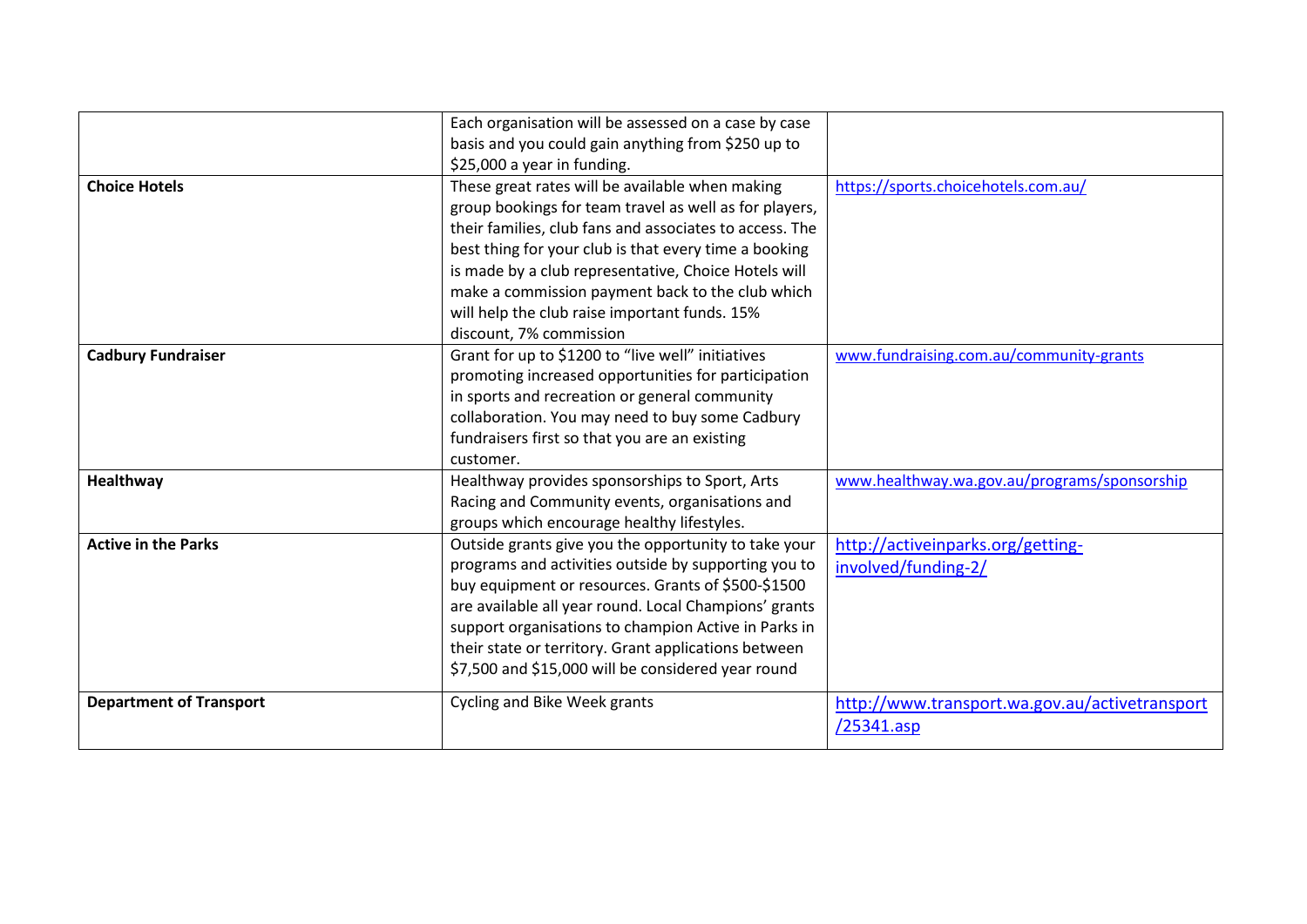| | | |
|---|---|---|
| | Each organisation will be assessed on a case by case basis and you could gain anything from $250 up to $25,000 a year in funding. | |
| **Choice Hotels** | These great rates will be available when making group bookings for team travel as well as for players, their families, club fans and associates to access. The best thing for your club is that every time a booking is made by a club representative, Choice Hotels will make a commission payment back to the club which will help the club raise important funds. 15% discount, 7% commission | https://sports.choicehotels.com.au/ |
| **Cadbury Fundraiser** | Grant for up to $1200 to "live well" initiatives promoting increased opportunities for participation in sports and recreation or general community collaboration. You may need to buy some Cadbury fundraisers first so that you are an existing customer. | www.fundraising.com.au/community-grants |
| **Healthway** | Healthway provides sponsorships to Sport, Arts Racing and Community events, organisations and groups which encourage healthy lifestyles. | www.healthway.wa.gov.au/programs/sponsorship |
| **Active in the Parks** | Outside grants give you the opportunity to take your programs and activities outside by supporting you to buy equipment or resources. Grants of $500-$1500 are available all year round. Local Champions' grants support organisations to champion Active in Parks in their state or territory. Grant applications between $7,500 and $15,000 will be considered year round | http://activeinparks.org/getting-involved/funding-2/ |
| **Department of Transport** | Cycling and Bike Week grants | http://www.transport.wa.gov.au/activetransport/25341.asp |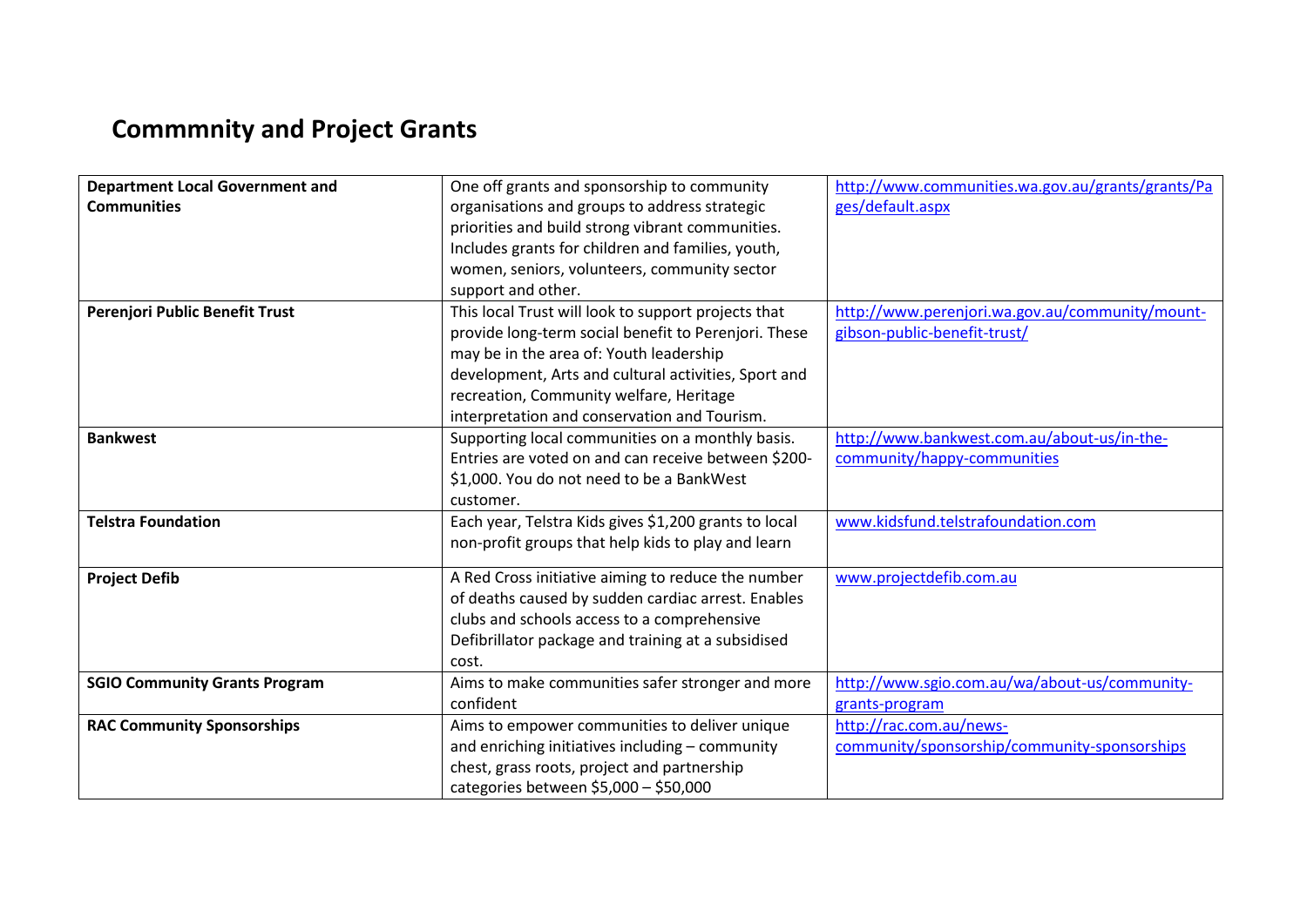# Commmnity and Project Grants

| | | |
|---|---|---|
| **Department Local Government and Communities** | One off grants and sponsorship to community organisations and groups to address strategic priorities and build strong vibrant communities. Includes grants for children and families, youth, women, seniors, volunteers, community sector support and other. | http://www.communities.wa.gov.au/grants/grants/Pages/default.aspx |
| **Perenjori Public Benefit Trust** | This local Trust will look to support projects that provide long-term social benefit to Perenjori. These may be in the area of: Youth leadership development, Arts and cultural activities, Sport and recreation, Community welfare, Heritage interpretation and conservation and Tourism. | http://www.perenjori.wa.gov.au/community/mount-gibson-public-benefit-trust/ |
| **Bankwest** | Supporting local communities on a monthly basis. Entries are voted on and can receive between $200-$1,000. You do not need to be a BankWest customer. | http://www.bankwest.com.au/about-us/in-the-community/happy-communities |
| **Telstra Foundation** | Each year, Telstra Kids gives $1,200 grants to local non-profit groups that help kids to play and learn | www.kidsfund.telstrafoundation.com |
| **Project Defib** | A Red Cross initiative aiming to reduce the number of deaths caused by sudden cardiac arrest. Enables clubs and schools access to a comprehensive Defibrillator package and training at a subsidised cost. | www.projectdefib.com.au |
| **SGIO Community Grants Program** | Aims to make communities safer stronger and more confident | http://www.sgio.com.au/wa/about-us/community-grants-program |
| **RAC Community Sponsorships** | Aims to empower communities to deliver unique and enriching initiatives including – community chest, grass roots, project and partnership categories between $5,000 – $50,000 | http://rac.com.au/news-community/sponsorship/community-sponsorships |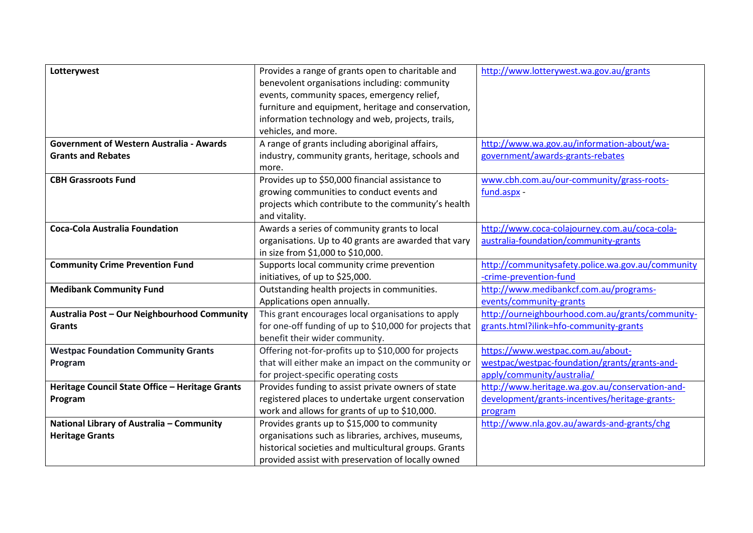| **Lotterywest** | Provides a range of grants open to charitable and benevolent organisations including: community events, community spaces, emergency relief, furniture and equipment, heritage and conservation, information technology and web, projects, trails, vehicles, and more. | http://www.lotterywest.wa.gov.au/grants |
|---|---|---|
| **Government of Western Australia - Awards Grants and Rebates** | A range of grants including aboriginal affairs, industry, community grants, heritage, schools and more. | http://www.wa.gov.au/information-about/wa-government/awards-grants-rebates |
| **CBH Grassroots Fund** | Provides up to $50,000 financial assistance to growing communities to conduct events and projects which contribute to the community's health and vitality. | www.cbh.com.au/our-community/grass-roots-fund.aspx - |
| **Coca-Cola Australia Foundation** | Awards a series of community grants to local organisations. Up to 40 grants are awarded that vary in size from $1,000 to $10,000. | http://www.coca-colajourney.com.au/coca-cola-australia-foundation/community-grants |
| **Community Crime Prevention Fund** | Supports local community crime prevention initiatives, of up to $25,000. | http://communitysafety.police.wa.gov.au/community-crime-prevention-fund |
| **Medibank Community Fund** | Outstanding health projects in communities. Applications open annually. | http://www.medibankcf.com.au/programs-events/community-grants |
| **Australia Post – Our Neighbourhood Community Grants** | This grant encourages local organisations to apply for one-off funding of up to $10,000 for projects that benefit their wider community. | http://ourneighbourhood.com.au/grants/community-grants.html?ilink=hfo-community-grants |
| **Westpac Foundation Community Grants Program** | Offering not-for-profits up to $10,000 for projects that will either make an impact on the community or for project-specific operating costs | https://www.westpac.com.au/about-westpac/westpac-foundation/grants/grants-and-apply/community/australia/ |
| **Heritage Council State Office – Heritage Grants Program** | Provides funding to assist private owners of state registered places to undertake urgent conservation work and allows for grants of up to $10,000. | http://www.heritage.wa.gov.au/conservation-and-development/grants-incentives/heritage-grants-program |
| **National Library of Australia – Community Heritage Grants** | Provides grants up to $15,000 to community organisations such as libraries, archives, museums, historical societies and multicultural groups. Grants provided assist with preservation of locally owned | http://www.nla.gov.au/awards-and-grants/chg |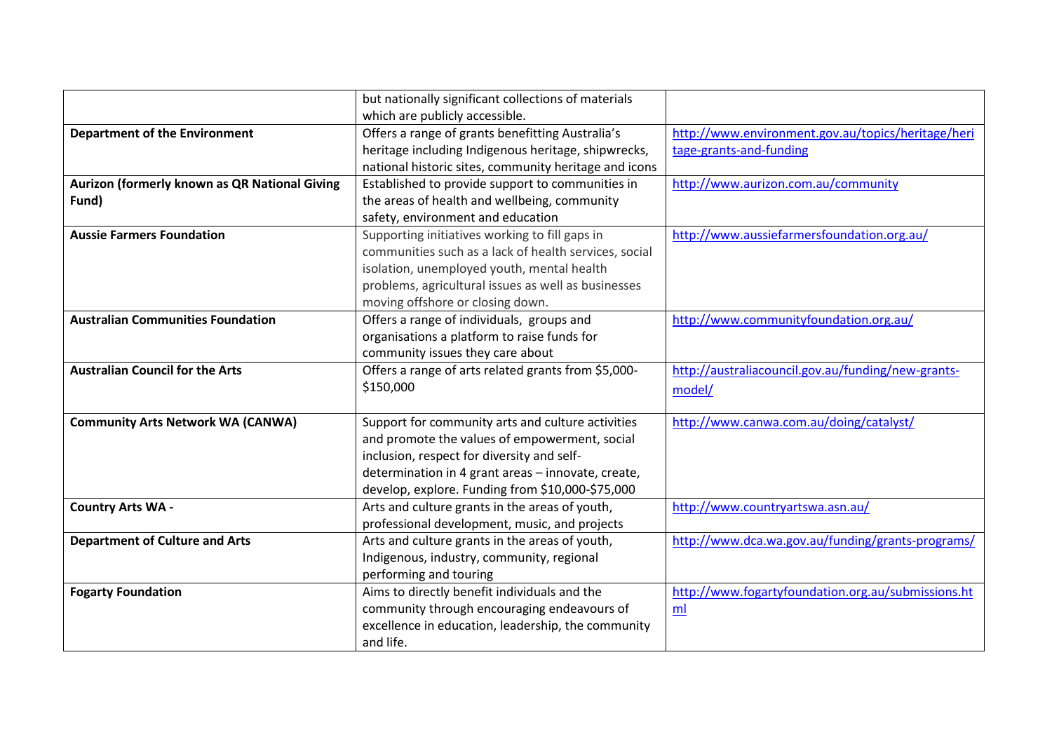| | | |
|---|---|---|
| | but nationally significant collections of materials which are publicly accessible. | |
| **Department of the Environment** | Offers a range of grants benefitting Australia's heritage including Indigenous heritage, shipwrecks, national historic sites, community heritage and icons | http://www.environment.gov.au/topics/heritage/heritage-grants-and-funding |
| **Aurizon (formerly known as QR National Giving Fund)** | Established to provide support to communities in the areas of health and wellbeing, community safety, environment and education | http://www.aurizon.com.au/community |
| **Aussie Farmers Foundation** | Supporting initiatives working to fill gaps in communities such as a lack of health services, social isolation, unemployed youth, mental health problems, agricultural issues as well as businesses moving offshore or closing down. | http://www.aussiefarmersfoundation.org.au/ |
| **Australian Communities Foundation** | Offers a range of individuals, groups and organisations a platform to raise funds for community issues they care about | http://www.communityfoundation.org.au/ |
| **Australian Council for the Arts** | Offers a range of arts related grants from $5,000-$150,000 | http://australiacouncil.gov.au/funding/new-grants-model/ |
| **Community Arts Network WA (CANWA)** | Support for community arts and culture activities and promote the values of empowerment, social inclusion, respect for diversity and self-determination in 4 grant areas – innovate, create, develop, explore. Funding from $10,000-$75,000 | http://www.canwa.com.au/doing/catalyst/ |
| **Country Arts WA -** | Arts and culture grants in the areas of youth, professional development, music, and projects | http://www.countryartswa.asn.au/ |
| **Department of Culture and Arts** | Arts and culture grants in the areas of youth, Indigenous, industry, community, regional performing and touring | http://www.dca.wa.gov.au/funding/grants-programs/ |
| **Fogarty Foundation** | Aims to directly benefit individuals and the community through encouraging endeavours of excellence in education, leadership, the community and life. | http://www.fogartyfoundation.org.au/submissions.html |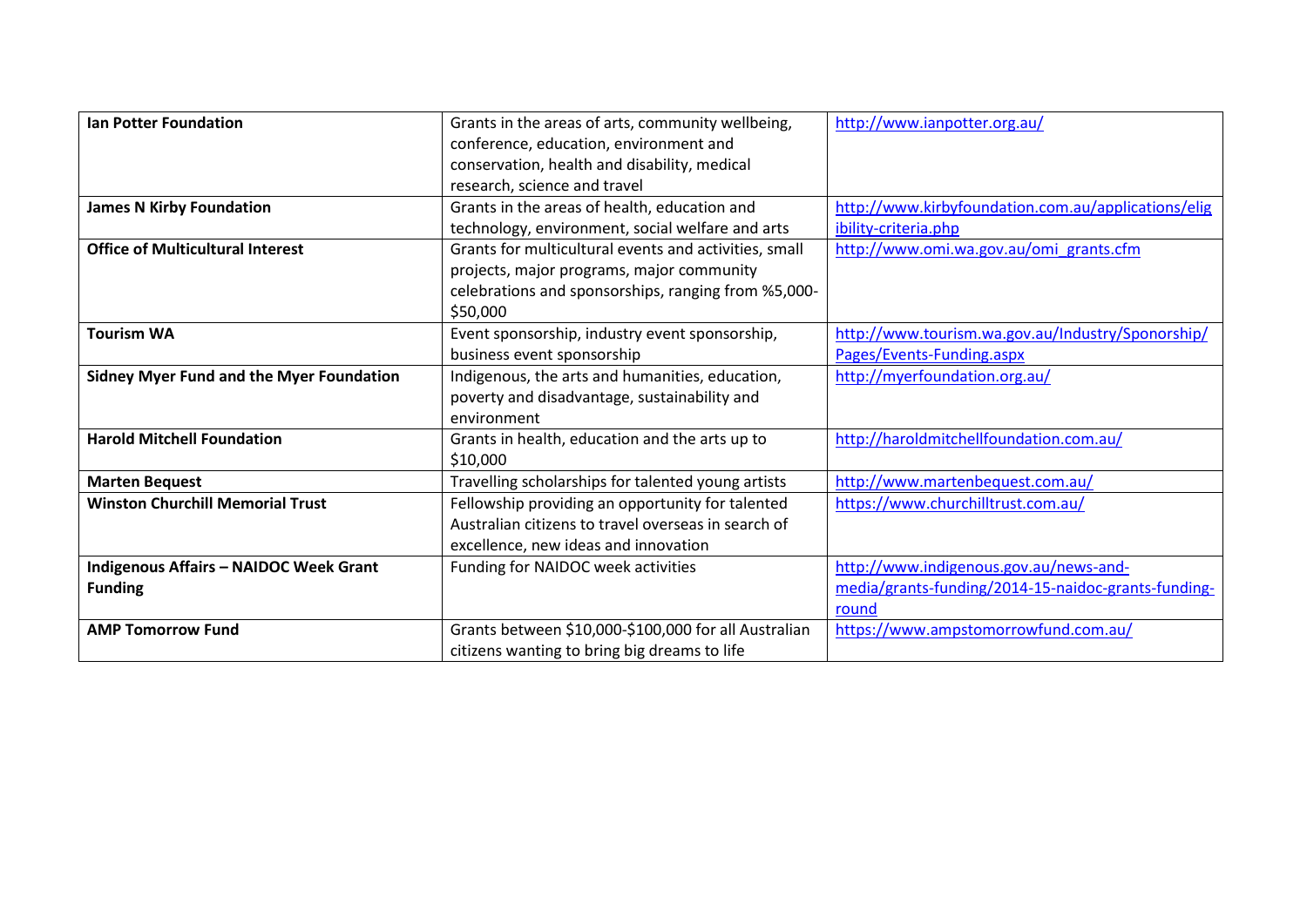| | | |
|---|---|---|
| **Ian Potter Foundation** | Grants in the areas of arts, community wellbeing, conference, education, environment and conservation, health and disability, medical research, science and travel | http://www.ianpotter.org.au/ |
| **James N Kirby Foundation** | Grants in the areas of health, education and technology, environment, social welfare and arts | http://www.kirbyfoundation.com.au/applications/eligibility-criteria.php |
| **Office of Multicultural Interest** | Grants for multicultural events and activities, small projects, major programs, major community celebrations and sponsorships, ranging from %5,000-$50,000 | http://www.omi.wa.gov.au/omi_grants.cfm |
| **Tourism WA** | Event sponsorship, industry event sponsorship, business event sponsorship | http://www.tourism.wa.gov.au/Industry/Sponorship/Pages/Events-Funding.aspx |
| **Sidney Myer Fund and the Myer Foundation** | Indigenous, the arts and humanities, education, poverty and disadvantage, sustainability and environment | http://myerfoundation.org.au/ |
| **Harold Mitchell Foundation** | Grants in health, education and the arts up to $10,000 | http://haroldmitchellfoundation.com.au/ |
| **Marten Bequest** | Travelling scholarships for talented young artists | http://www.martenbequest.com.au/ |
| **Winston Churchill Memorial Trust** | Fellowship providing an opportunity for talented Australian citizens to travel overseas in search of excellence, new ideas and innovation | https://www.churchilltrust.com.au/ |
| **Indigenous Affairs – NAIDOC Week Grant Funding** | Funding for NAIDOC week activities | http://www.indigenous.gov.au/news-and-media/grants-funding/2014-15-naidoc-grants-funding-round |
| **AMP Tomorrow Fund** | Grants between $10,000-$100,000 for all Australian citizens wanting to bring big dreams to life | https://www.ampstomorrowfund.com.au/ |